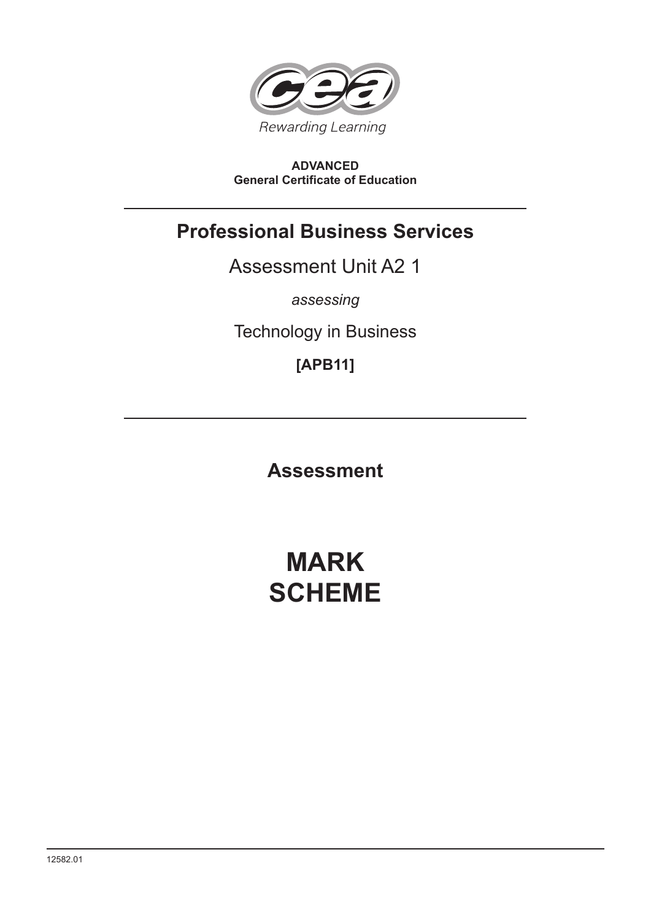Rewarding Learning

**ADVANCED**
**General Certificate of Education**

# Professional Business Services

## Assessment Unit A2 1

*assessing*

## Technology in Business

**[APB11]**

## Assessment

# MARK SCHEME

12582.01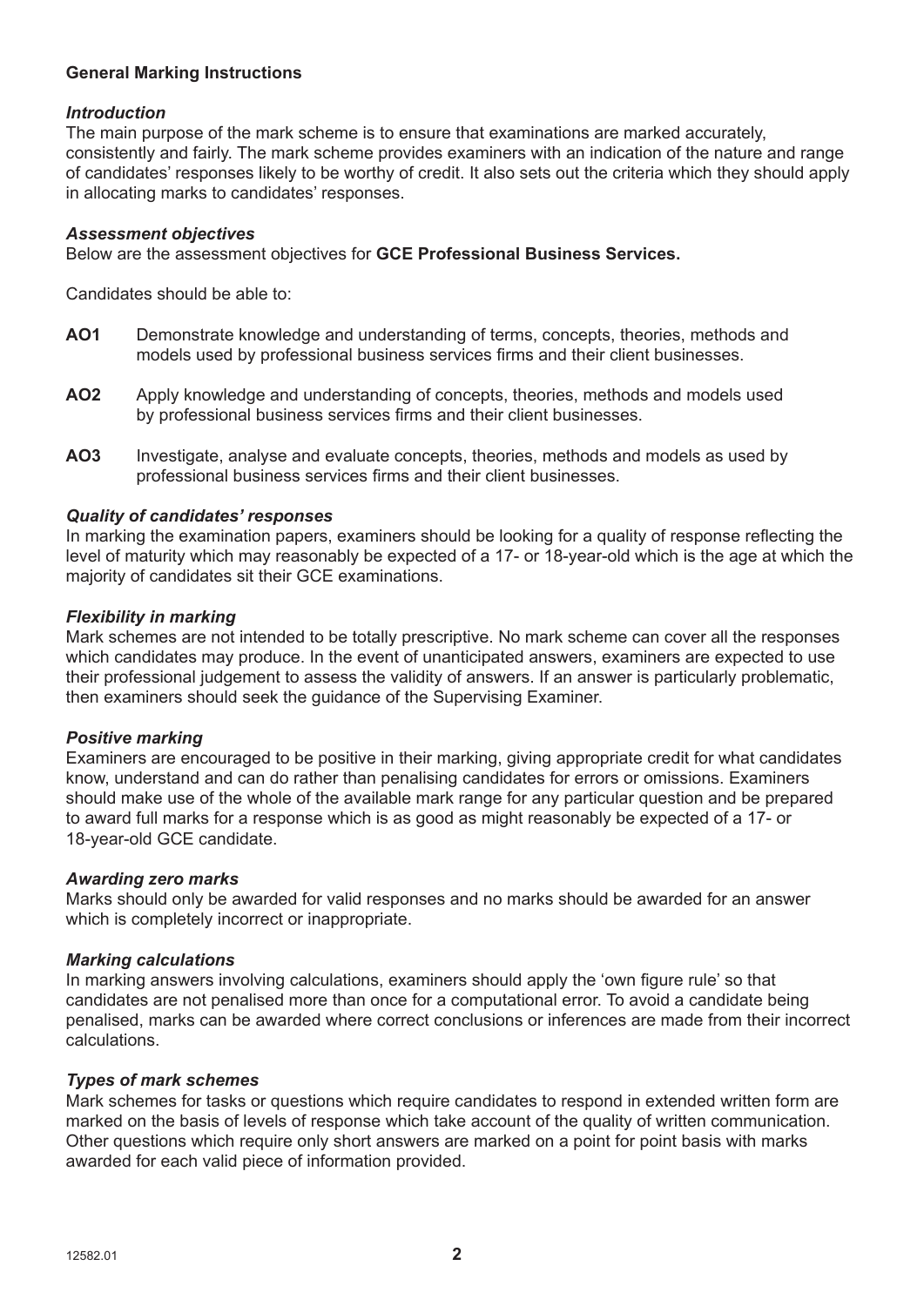## General Marking Instructions

### *Introduction*

The main purpose of the mark scheme is to ensure that examinations are marked accurately, consistently and fairly. The mark scheme provides examiners with an indication of the nature and range of candidates' responses likely to be worthy of credit. It also sets out the criteria which they should apply in allocating marks to candidates' responses.

### *Assessment objectives*

Below are the assessment objectives for **GCE Professional Business Services.**

Candidates should be able to:

- **AO1** Demonstrate knowledge and understanding of terms, concepts, theories, methods and models used by professional business services firms and their client businesses.
- **AO2** Apply knowledge and understanding of concepts, theories, methods and models used by professional business services firms and their client businesses.
- **AO3** Investigate, analyse and evaluate concepts, theories, methods and models as used by professional business services firms and their client businesses.

### *Quality of candidates' responses*

In marking the examination papers, examiners should be looking for a quality of response reflecting the level of maturity which may reasonably be expected of a 17- or 18-year-old which is the age at which the majority of candidates sit their GCE examinations.

### *Flexibility in marking*

Mark schemes are not intended to be totally prescriptive. No mark scheme can cover all the responses which candidates may produce. In the event of unanticipated answers, examiners are expected to use their professional judgement to assess the validity of answers. If an answer is particularly problematic, then examiners should seek the guidance of the Supervising Examiner.

### *Positive marking*

Examiners are encouraged to be positive in their marking, giving appropriate credit for what candidates know, understand and can do rather than penalising candidates for errors or omissions. Examiners should make use of the whole of the available mark range for any particular question and be prepared to award full marks for a response which is as good as might reasonably be expected of a 17- or 18-year-old GCE candidate.

### *Awarding zero marks*

Marks should only be awarded for valid responses and no marks should be awarded for an answer which is completely incorrect or inappropriate.

### *Marking calculations*

In marking answers involving calculations, examiners should apply the 'own figure rule' so that candidates are not penalised more than once for a computational error. To avoid a candidate being penalised, marks can be awarded where correct conclusions or inferences are made from their incorrect calculations.

### *Types of mark schemes*

Mark schemes for tasks or questions which require candidates to respond in extended written form are marked on the basis of levels of response which take account of the quality of written communication. Other questions which require only short answers are marked on a point for point basis with marks awarded for each valid piece of information provided.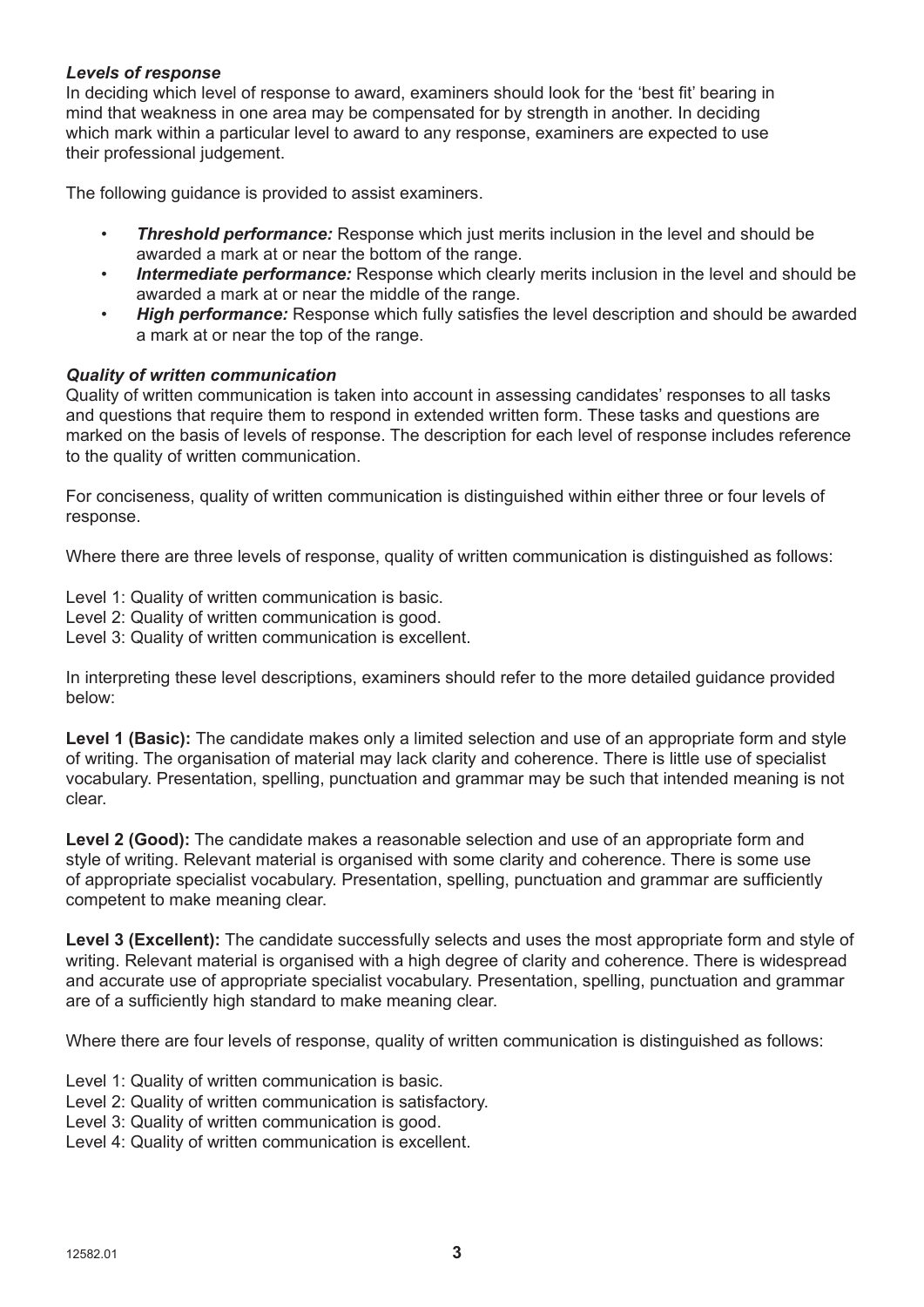### *Levels of response*

In deciding which level of response to award, examiners should look for the 'best fit' bearing in mind that weakness in one area may be compensated for by strength in another. In deciding which mark within a particular level to award to any response, examiners are expected to use their professional judgement.

The following guidance is provided to assist examiners.

- ***Threshold performance:*** Response which just merits inclusion in the level and should be awarded a mark at or near the bottom of the range.
- ***Intermediate performance:*** Response which clearly merits inclusion in the level and should be awarded a mark at or near the middle of the range.
- ***High performance:*** Response which fully satisfies the level description and should be awarded a mark at or near the top of the range.

### *Quality of written communication*

Quality of written communication is taken into account in assessing candidates' responses to all tasks and questions that require them to respond in extended written form. These tasks and questions are marked on the basis of levels of response. The description for each level of response includes reference to the quality of written communication.

For conciseness, quality of written communication is distinguished within either three or four levels of response.

Where there are three levels of response, quality of written communication is distinguished as follows:

Level 1: Quality of written communication is basic.
Level 2: Quality of written communication is good.
Level 3: Quality of written communication is excellent.

In interpreting these level descriptions, examiners should refer to the more detailed guidance provided below:

**Level 1 (Basic):** The candidate makes only a limited selection and use of an appropriate form and style of writing. The organisation of material may lack clarity and coherence. There is little use of specialist vocabulary. Presentation, spelling, punctuation and grammar may be such that intended meaning is not clear.

**Level 2 (Good):** The candidate makes a reasonable selection and use of an appropriate form and style of writing. Relevant material is organised with some clarity and coherence. There is some use of appropriate specialist vocabulary. Presentation, spelling, punctuation and grammar are sufficiently competent to make meaning clear.

**Level 3 (Excellent):** The candidate successfully selects and uses the most appropriate form and style of writing. Relevant material is organised with a high degree of clarity and coherence. There is widespread and accurate use of appropriate specialist vocabulary. Presentation, spelling, punctuation and grammar are of a sufficiently high standard to make meaning clear.

Where there are four levels of response, quality of written communication is distinguished as follows:

Level 1: Quality of written communication is basic.
Level 2: Quality of written communication is satisfactory.
Level 3: Quality of written communication is good.
Level 4: Quality of written communication is excellent.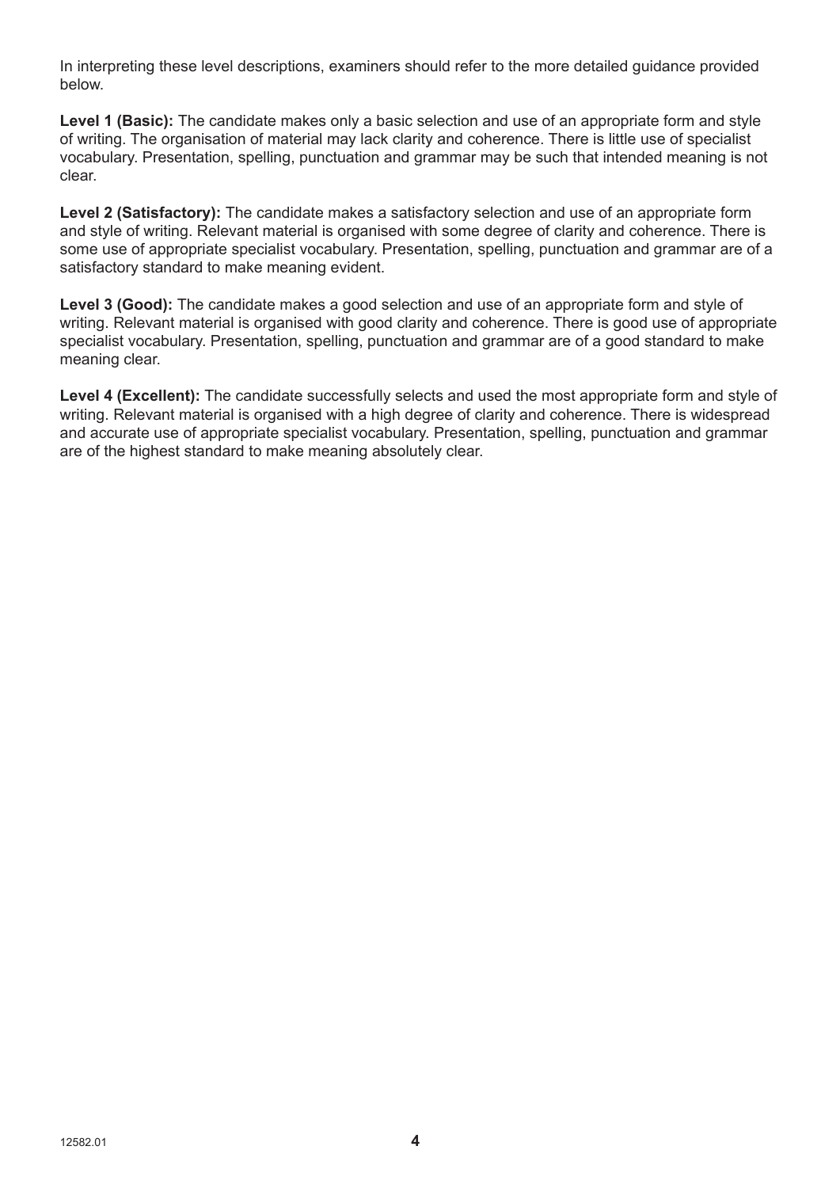In interpreting these level descriptions, examiners should refer to the more detailed guidance provided below.

**Level 1 (Basic):** The candidate makes only a basic selection and use of an appropriate form and style of writing. The organisation of material may lack clarity and coherence. There is little use of specialist vocabulary. Presentation, spelling, punctuation and grammar may be such that intended meaning is not clear.

**Level 2 (Satisfactory):** The candidate makes a satisfactory selection and use of an appropriate form and style of writing. Relevant material is organised with some degree of clarity and coherence. There is some use of appropriate specialist vocabulary. Presentation, spelling, punctuation and grammar are of a satisfactory standard to make meaning evident.

**Level 3 (Good):** The candidate makes a good selection and use of an appropriate form and style of writing. Relevant material is organised with good clarity and coherence. There is good use of appropriate specialist vocabulary. Presentation, spelling, punctuation and grammar are of a good standard to make meaning clear.

**Level 4 (Excellent):** The candidate successfully selects and used the most appropriate form and style of writing. Relevant material is organised with a high degree of clarity and coherence. There is widespread and accurate use of appropriate specialist vocabulary. Presentation, spelling, punctuation and grammar are of the highest standard to make meaning absolutely clear.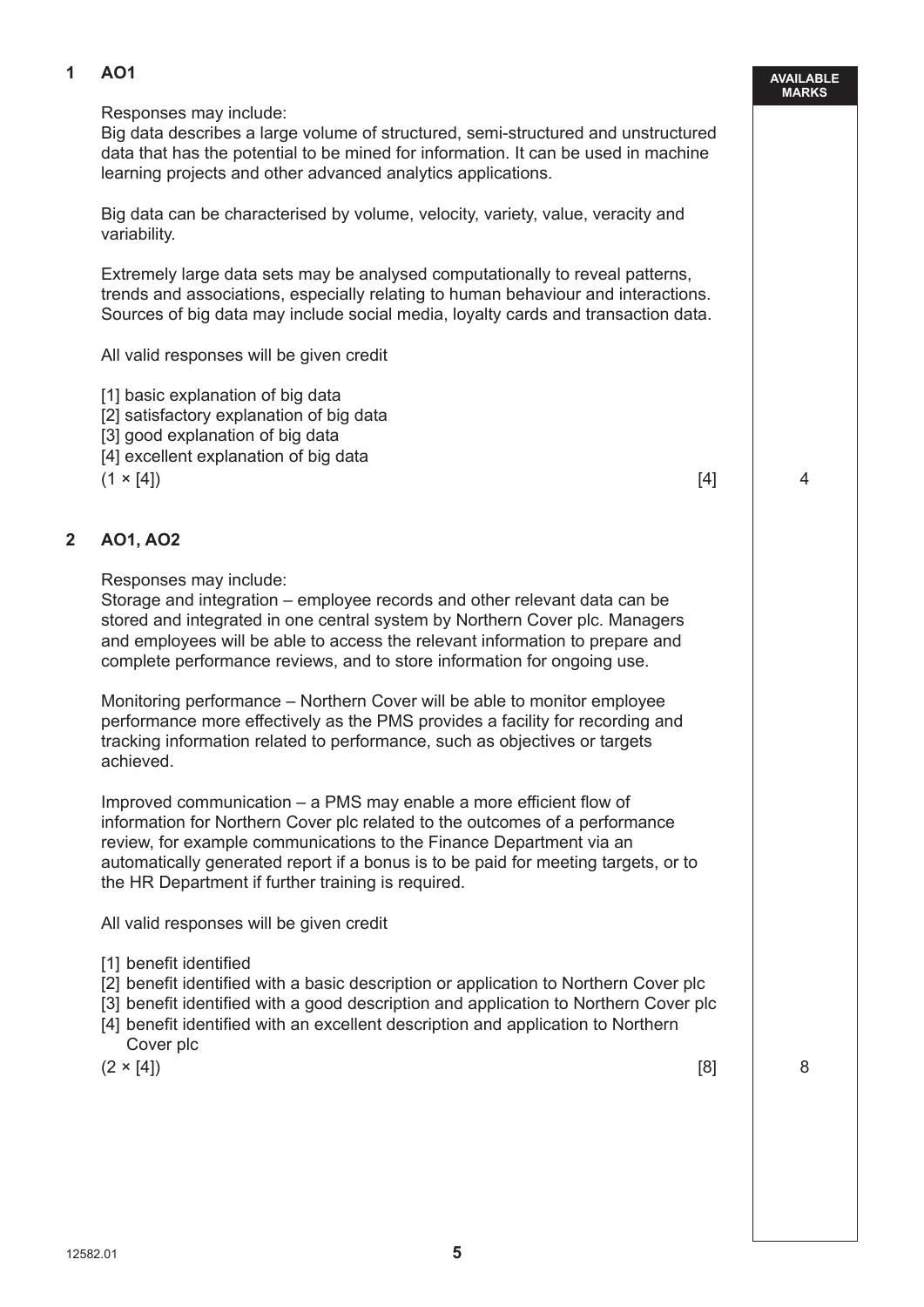**AVAILABLE MARKS**

**1 AO1**

Responses may include:
Big data describes a large volume of structured, semi-structured and unstructured data that has the potential to be mined for information. It can be used in machine learning projects and other advanced analytics applications.

Big data can be characterised by volume, velocity, variety, value, veracity and variability.

Extremely large data sets may be analysed computationally to reveal patterns, trends and associations, especially relating to human behaviour and interactions. Sources of big data may include social media, loyalty cards and transaction data.

All valid responses will be given credit

[1] basic explanation of big data
[2] satisfactory explanation of big data
[3] good explanation of big data
[4] excellent explanation of big data
(1 × [4]) [4] **4**

**2 AO1, AO2**

Responses may include:
Storage and integration – employee records and other relevant data can be stored and integrated in one central system by Northern Cover plc. Managers and employees will be able to access the relevant information to prepare and complete performance reviews, and to store information for ongoing use.

Monitoring performance – Northern Cover will be able to monitor employee performance more effectively as the PMS provides a facility for recording and tracking information related to performance, such as objectives or targets achieved.

Improved communication – a PMS may enable a more efficient flow of information for Northern Cover plc related to the outcomes of a performance review, for example communications to the Finance Department via an automatically generated report if a bonus is to be paid for meeting targets, or to the HR Department if further training is required.

All valid responses will be given credit

[1] benefit identified
[2] benefit identified with a basic description or application to Northern Cover plc
[3] benefit identified with a good description and application to Northern Cover plc
[4] benefit identified with an excellent description and application to Northern Cover plc
(2 × [4]) [8] **8**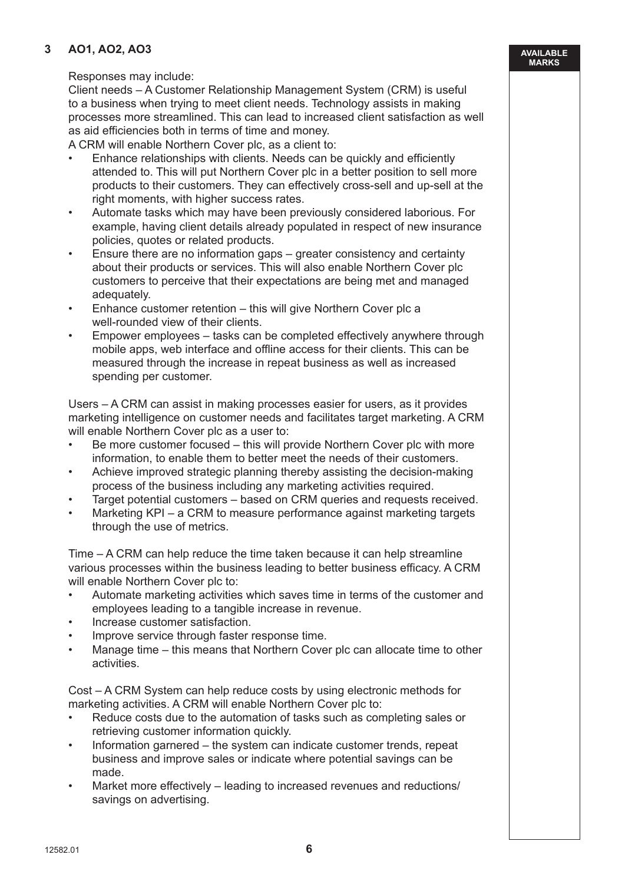**3 AO1, AO2, AO3**

Responses may include:
Client needs – A Customer Relationship Management System (CRM) is useful to a business when trying to meet client needs. Technology assists in making processes more streamlined. This can lead to increased client satisfaction as well as aid efficiencies both in terms of time and money.
A CRM will enable Northern Cover plc, as a client to:

- Enhance relationships with clients. Needs can be quickly and efficiently attended to. This will put Northern Cover plc in a better position to sell more products to their customers. They can effectively cross-sell and up-sell at the right moments, with higher success rates.
- Automate tasks which may have been previously considered laborious. For example, having client details already populated in respect of new insurance policies, quotes or related products.
- Ensure there are no information gaps – greater consistency and certainty about their products or services. This will also enable Northern Cover plc customers to perceive that their expectations are being met and managed adequately.
- Enhance customer retention – this will give Northern Cover plc a well-rounded view of their clients.
- Empower employees – tasks can be completed effectively anywhere through mobile apps, web interface and offline access for their clients. This can be measured through the increase in repeat business as well as increased spending per customer.

Users – A CRM can assist in making processes easier for users, as it provides marketing intelligence on customer needs and facilitates target marketing. A CRM will enable Northern Cover plc as a user to:

- Be more customer focused – this will provide Northern Cover plc with more information, to enable them to better meet the needs of their customers.
- Achieve improved strategic planning thereby assisting the decision-making process of the business including any marketing activities required.
- Target potential customers – based on CRM queries and requests received.
- Marketing KPI – a CRM to measure performance against marketing targets through the use of metrics.

Time – A CRM can help reduce the time taken because it can help streamline various processes within the business leading to better business efficacy. A CRM will enable Northern Cover plc to:

- Automate marketing activities which saves time in terms of the customer and employees leading to a tangible increase in revenue.
- Increase customer satisfaction.
- Improve service through faster response time.
- Manage time – this means that Northern Cover plc can allocate time to other activities.

Cost – A CRM System can help reduce costs by using electronic methods for marketing activities. A CRM will enable Northern Cover plc to:

- Reduce costs due to the automation of tasks such as completing sales or retrieving customer information quickly.
- Information garnered – the system can indicate customer trends, repeat business and improve sales or indicate where potential savings can be made.
- Market more effectively – leading to increased revenues and reductions/savings on advertising.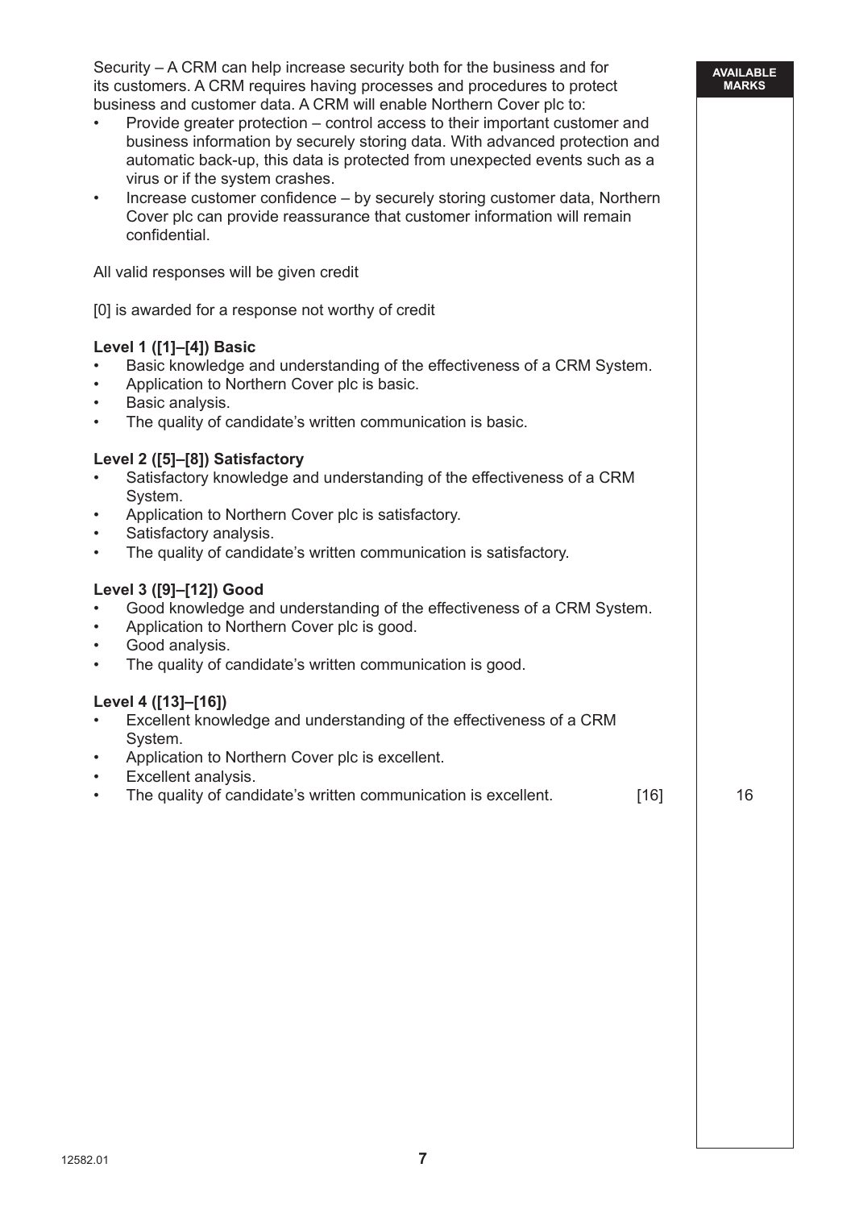Security – A CRM can help increase security both for the business and for its customers. A CRM requires having processes and procedures to protect business and customer data. A CRM will enable Northern Cover plc to:

- Provide greater protection – control access to their important customer and business information by securely storing data. With advanced protection and automatic back-up, this data is protected from unexpected events such as a virus or if the system crashes.
- Increase customer confidence – by securely storing customer data, Northern Cover plc can provide reassurance that customer information will remain confidential.

All valid responses will be given credit

[0] is awarded for a response not worthy of credit

**Level 1 ([1]–[4]) Basic**

- Basic knowledge and understanding of the effectiveness of a CRM System.
- Application to Northern Cover plc is basic.
- Basic analysis.
- The quality of candidate's written communication is basic.

**Level 2 ([5]–[8]) Satisfactory**

- Satisfactory knowledge and understanding of the effectiveness of a CRM System.
- Application to Northern Cover plc is satisfactory.
- Satisfactory analysis.
- The quality of candidate's written communication is satisfactory.

**Level 3 ([9]–[12]) Good**

- Good knowledge and understanding of the effectiveness of a CRM System.
- Application to Northern Cover plc is good.
- Good analysis.
- The quality of candidate's written communication is good.

**Level 4 ([13]–[16])**

- Excellent knowledge and understanding of the effectiveness of a CRM System.
- Application to Northern Cover plc is excellent.
- Excellent analysis.
- The quality of candidate's written communication is excellent. [16]

AVAILABLE MARKS: 16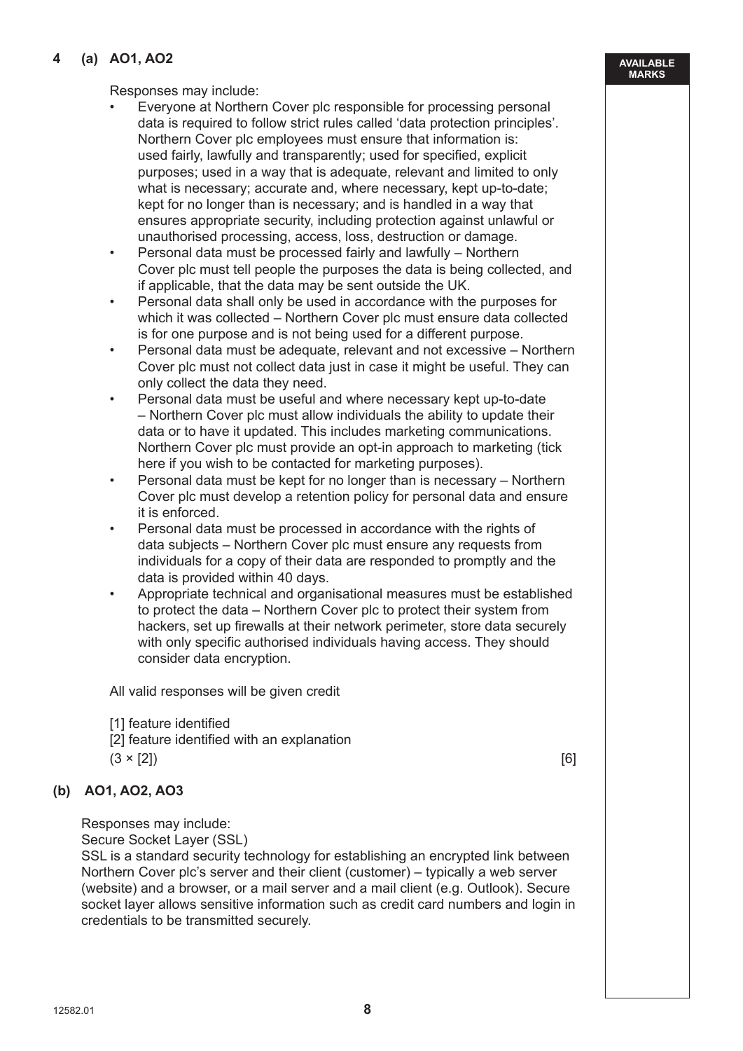**4 (a) AO1, AO2**

Responses may include:

- Everyone at Northern Cover plc responsible for processing personal data is required to follow strict rules called 'data protection principles'. Northern Cover plc employees must ensure that information is: used fairly, lawfully and transparently; used for specified, explicit purposes; used in a way that is adequate, relevant and limited to only what is necessary; accurate and, where necessary, kept up-to-date; kept for no longer than is necessary; and is handled in a way that ensures appropriate security, including protection against unlawful or unauthorised processing, access, loss, destruction or damage.
- Personal data must be processed fairly and lawfully – Northern Cover plc must tell people the purposes the data is being collected, and if applicable, that the data may be sent outside the UK.
- Personal data shall only be used in accordance with the purposes for which it was collected – Northern Cover plc must ensure data collected is for one purpose and is not being used for a different purpose.
- Personal data must be adequate, relevant and not excessive – Northern Cover plc must not collect data just in case it might be useful. They can only collect the data they need.
- Personal data must be useful and where necessary kept up-to-date – Northern Cover plc must allow individuals the ability to update their data or to have it updated. This includes marketing communications. Northern Cover plc must provide an opt-in approach to marketing (tick here if you wish to be contacted for marketing purposes).
- Personal data must be kept for no longer than is necessary – Northern Cover plc must develop a retention policy for personal data and ensure it is enforced.
- Personal data must be processed in accordance with the rights of data subjects – Northern Cover plc must ensure any requests from individuals for a copy of their data are responded to promptly and the data is provided within 40 days.
- Appropriate technical and organisational measures must be established to protect the data – Northern Cover plc to protect their system from hackers, set up firewalls at their network perimeter, store data securely with only specific authorised individuals having access. They should consider data encryption.

All valid responses will be given credit

[1] feature identified
[2] feature identified with an explanation
(3 × [2]) [6]

**(b) AO1, AO2, AO3**

Responses may include:
Secure Socket Layer (SSL)
SSL is a standard security technology for establishing an encrypted link between Northern Cover plc's server and their client (customer) – typically a web server (website) and a browser, or a mail server and a mail client (e.g. Outlook). Secure socket layer allows sensitive information such as credit card numbers and login in credentials to be transmitted securely.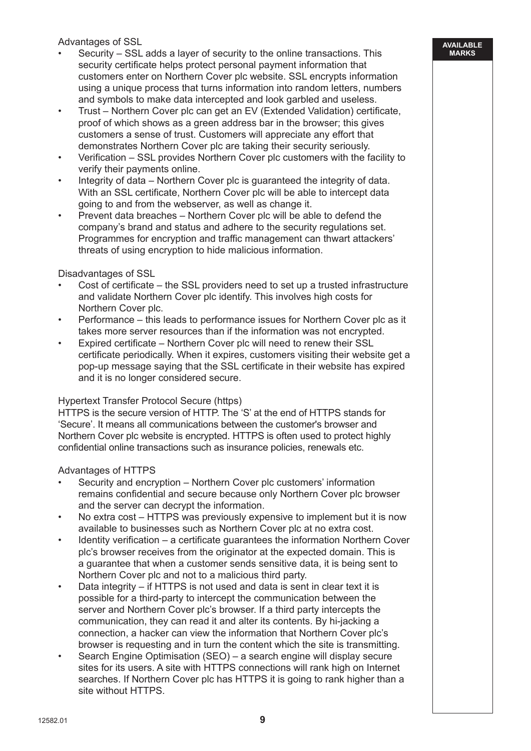Advantages of SSL

- Security – SSL adds a layer of security to the online transactions. This security certificate helps protect personal payment information that customers enter on Northern Cover plc website. SSL encrypts information using a unique process that turns information into random letters, numbers and symbols to make data intercepted and look garbled and useless.
- Trust – Northern Cover plc can get an EV (Extended Validation) certificate, proof of which shows as a green address bar in the browser; this gives customers a sense of trust. Customers will appreciate any effort that demonstrates Northern Cover plc are taking their security seriously.
- Verification – SSL provides Northern Cover plc customers with the facility to verify their payments online.
- Integrity of data – Northern Cover plc is guaranteed the integrity of data. With an SSL certificate, Northern Cover plc will be able to intercept data going to and from the webserver, as well as change it.
- Prevent data breaches – Northern Cover plc will be able to defend the company's brand and status and adhere to the security regulations set. Programmes for encryption and traffic management can thwart attackers' threats of using encryption to hide malicious information.

Disadvantages of SSL

- Cost of certificate – the SSL providers need to set up a trusted infrastructure and validate Northern Cover plc identify. This involves high costs for Northern Cover plc.
- Performance – this leads to performance issues for Northern Cover plc as it takes more server resources than if the information was not encrypted.
- Expired certificate – Northern Cover plc will need to renew their SSL certificate periodically. When it expires, customers visiting their website get a pop-up message saying that the SSL certificate in their website has expired and it is no longer considered secure.

Hypertext Transfer Protocol Secure (https)

HTTPS is the secure version of HTTP. The 'S' at the end of HTTPS stands for 'Secure'. It means all communications between the customer's browser and Northern Cover plc website is encrypted. HTTPS is often used to protect highly confidential online transactions such as insurance policies, renewals etc.

Advantages of HTTPS

- Security and encryption – Northern Cover plc customers' information remains confidential and secure because only Northern Cover plc browser and the server can decrypt the information.
- No extra cost – HTTPS was previously expensive to implement but it is now available to businesses such as Northern Cover plc at no extra cost.
- Identity verification – a certificate guarantees the information Northern Cover plc's browser receives from the originator at the expected domain. This is a guarantee that when a customer sends sensitive data, it is being sent to Northern Cover plc and not to a malicious third party.
- Data integrity – if HTTPS is not used and data is sent in clear text it is possible for a third-party to intercept the communication between the server and Northern Cover plc's browser. If a third party intercepts the communication, they can read it and alter its contents. By hi-jacking a connection, a hacker can view the information that Northern Cover plc's browser is requesting and in turn the content which the site is transmitting.
- Search Engine Optimisation (SEO) – a search engine will display secure sites for its users. A site with HTTPS connections will rank high on Internet searches. If Northern Cover plc has HTTPS it is going to rank higher than a site without HTTPS.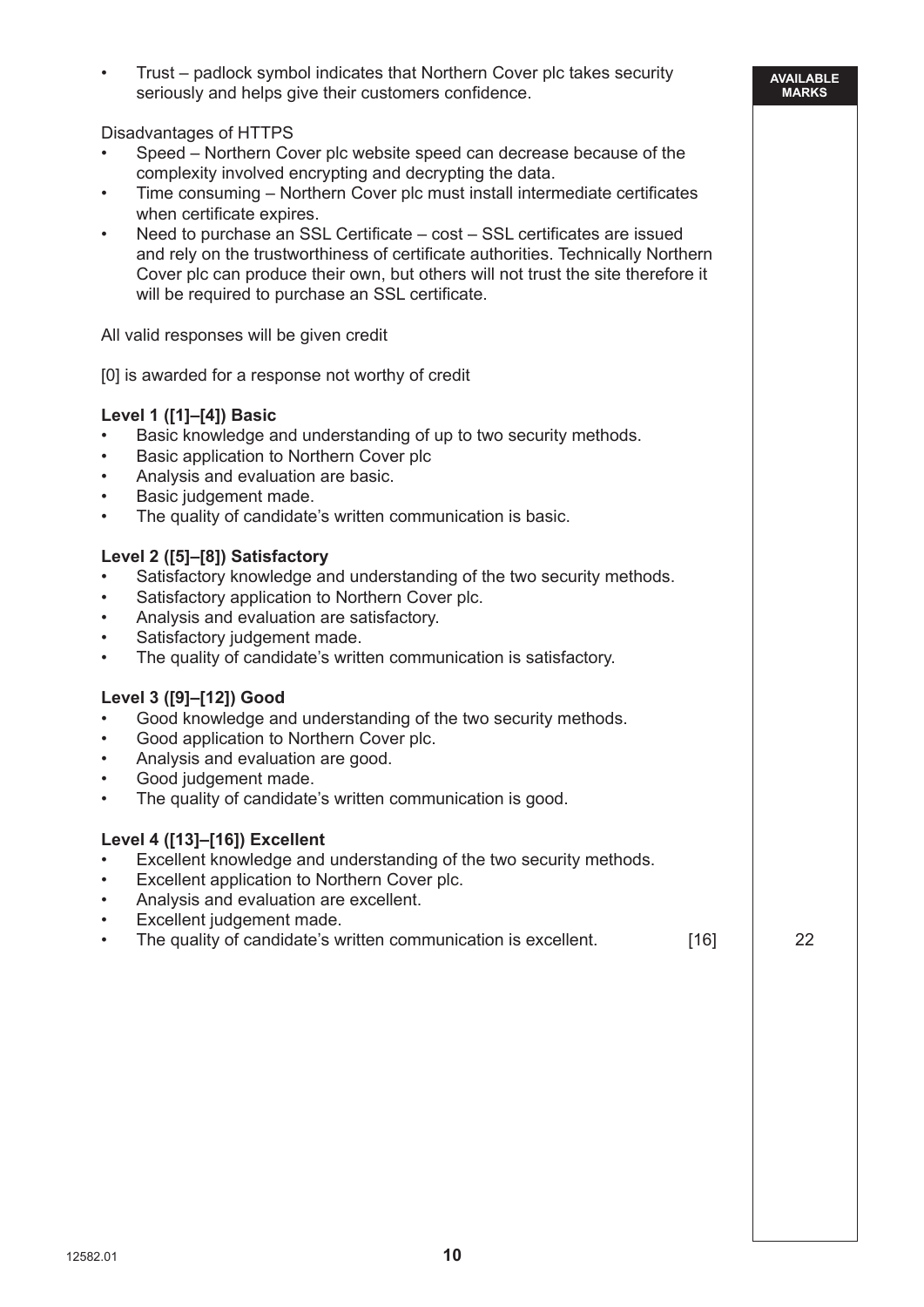- Trust – padlock symbol indicates that Northern Cover plc takes security seriously and helps give their customers confidence.

Disadvantages of HTTPS

- Speed – Northern Cover plc website speed can decrease because of the complexity involved encrypting and decrypting the data.
- Time consuming – Northern Cover plc must install intermediate certificates when certificate expires.
- Need to purchase an SSL Certificate – cost – SSL certificates are issued and rely on the trustworthiness of certificate authorities. Technically Northern Cover plc can produce their own, but others will not trust the site therefore it will be required to purchase an SSL certificate.

All valid responses will be given credit

[0] is awarded for a response not worthy of credit

**Level 1 ([1]–[4]) Basic**

- Basic knowledge and understanding of up to two security methods.
- Basic application to Northern Cover plc
- Analysis and evaluation are basic.
- Basic judgement made.
- The quality of candidate's written communication is basic.

**Level 2 ([5]–[8]) Satisfactory**

- Satisfactory knowledge and understanding of the two security methods.
- Satisfactory application to Northern Cover plc.
- Analysis and evaluation are satisfactory.
- Satisfactory judgement made.
- The quality of candidate's written communication is satisfactory.

**Level 3 ([9]–[12]) Good**

- Good knowledge and understanding of the two security methods.
- Good application to Northern Cover plc.
- Analysis and evaluation are good.
- Good judgement made.
- The quality of candidate's written communication is good.

**Level 4 ([13]–[16]) Excellent**

- Excellent knowledge and understanding of the two security methods.
- Excellent application to Northern Cover plc.
- Analysis and evaluation are excellent.
- Excellent judgement made.
- The quality of candidate's written communication is excellent. [16]

AVAILABLE MARKS: 22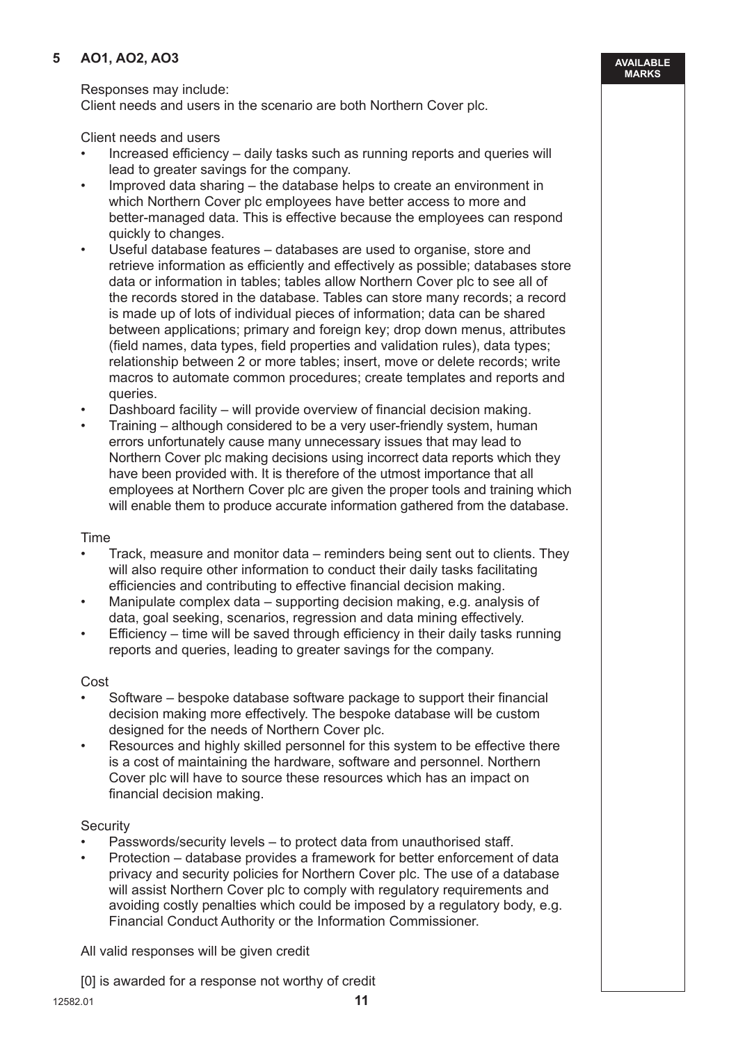**5 AO1, AO2, AO3**

AVAILABLE MARKS

Responses may include:
Client needs and users in the scenario are both Northern Cover plc.

Client needs and users

- Increased efficiency – daily tasks such as running reports and queries will lead to greater savings for the company.
- Improved data sharing – the database helps to create an environment in which Northern Cover plc employees have better access to more and better-managed data. This is effective because the employees can respond quickly to changes.
- Useful database features – databases are used to organise, store and retrieve information as efficiently and effectively as possible; databases store data or information in tables; tables allow Northern Cover plc to see all of the records stored in the database. Tables can store many records; a record is made up of lots of individual pieces of information; data can be shared between applications; primary and foreign key; drop down menus, attributes (field names, data types, field properties and validation rules), data types; relationship between 2 or more tables; insert, move or delete records; write macros to automate common procedures; create templates and reports and queries.
- Dashboard facility – will provide overview of financial decision making.
- Training – although considered to be a very user-friendly system, human errors unfortunately cause many unnecessary issues that may lead to Northern Cover plc making decisions using incorrect data reports which they have been provided with. It is therefore of the utmost importance that all employees at Northern Cover plc are given the proper tools and training which will enable them to produce accurate information gathered from the database.

Time

- Track, measure and monitor data – reminders being sent out to clients. They will also require other information to conduct their daily tasks facilitating efficiencies and contributing to effective financial decision making.
- Manipulate complex data – supporting decision making, e.g. analysis of data, goal seeking, scenarios, regression and data mining effectively.
- Efficiency – time will be saved through efficiency in their daily tasks running reports and queries, leading to greater savings for the company.

Cost

- Software – bespoke database software package to support their financial decision making more effectively. The bespoke database will be custom designed for the needs of Northern Cover plc.
- Resources and highly skilled personnel for this system to be effective there is a cost of maintaining the hardware, software and personnel. Northern Cover plc will have to source these resources which has an impact on financial decision making.

Security

- Passwords/security levels – to protect data from unauthorised staff.
- Protection – database provides a framework for better enforcement of data privacy and security policies for Northern Cover plc. The use of a database will assist Northern Cover plc to comply with regulatory requirements and avoiding costly penalties which could be imposed by a regulatory body, e.g. Financial Conduct Authority or the Information Commissioner.

All valid responses will be given credit

[0] is awarded for a response not worthy of credit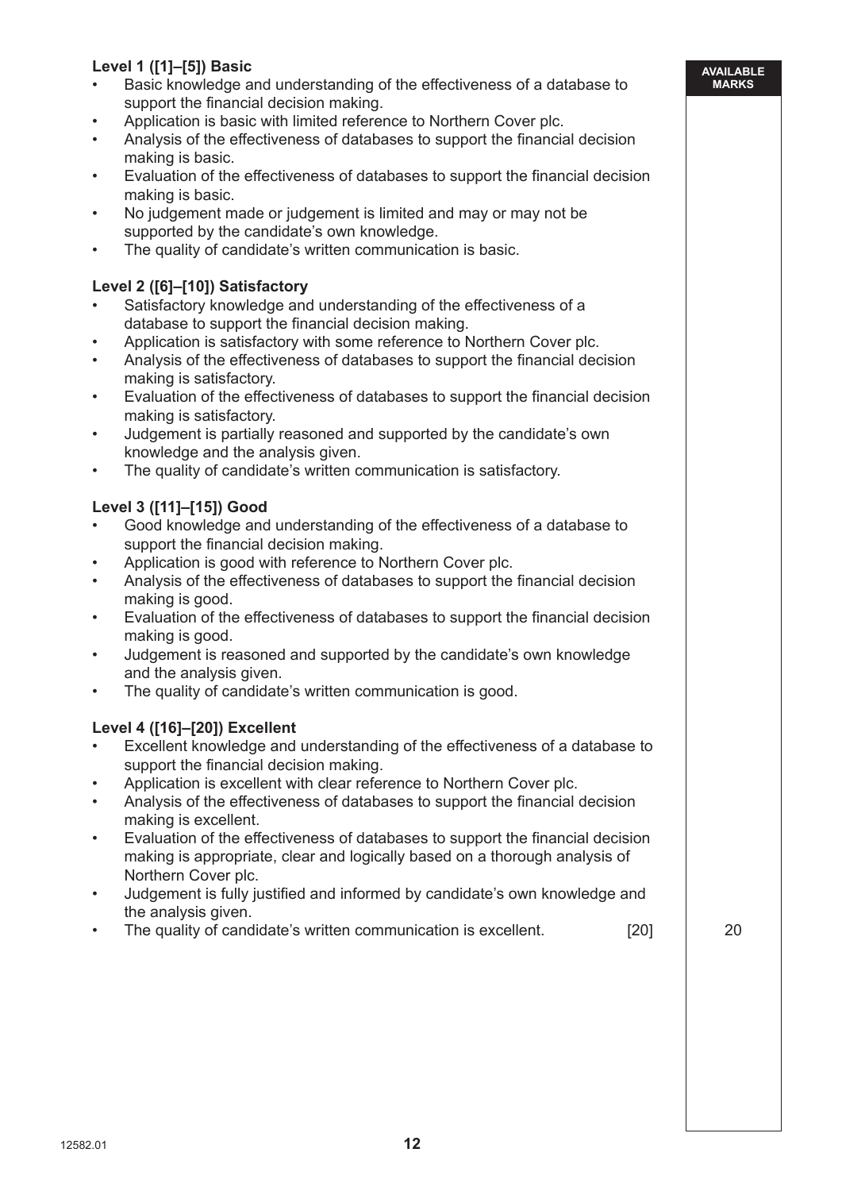**Level 1 ([1]–[5]) Basic**

- Basic knowledge and understanding of the effectiveness of a database to support the financial decision making.
- Application is basic with limited reference to Northern Cover plc.
- Analysis of the effectiveness of databases to support the financial decision making is basic.
- Evaluation of the effectiveness of databases to support the financial decision making is basic.
- No judgement made or judgement is limited and may or may not be supported by the candidate's own knowledge.
- The quality of candidate's written communication is basic.

**Level 2 ([6]–[10]) Satisfactory**

- Satisfactory knowledge and understanding of the effectiveness of a database to support the financial decision making.
- Application is satisfactory with some reference to Northern Cover plc.
- Analysis of the effectiveness of databases to support the financial decision making is satisfactory.
- Evaluation of the effectiveness of databases to support the financial decision making is satisfactory.
- Judgement is partially reasoned and supported by the candidate's own knowledge and the analysis given.
- The quality of candidate's written communication is satisfactory.

**Level 3 ([11]–[15]) Good**

- Good knowledge and understanding of the effectiveness of a database to support the financial decision making.
- Application is good with reference to Northern Cover plc.
- Analysis of the effectiveness of databases to support the financial decision making is good.
- Evaluation of the effectiveness of databases to support the financial decision making is good.
- Judgement is reasoned and supported by the candidate's own knowledge and the analysis given.
- The quality of candidate's written communication is good.

**Level 4 ([16]–[20]) Excellent**

- Excellent knowledge and understanding of the effectiveness of a database to support the financial decision making.
- Application is excellent with clear reference to Northern Cover plc.
- Analysis of the effectiveness of databases to support the financial decision making is excellent.
- Evaluation of the effectiveness of databases to support the financial decision making is appropriate, clear and logically based on a thorough analysis of Northern Cover plc.
- Judgement is fully justified and informed by candidate's own knowledge and the analysis given.
- The quality of candidate's written communication is excellent. [20]

AVAILABLE MARKS: 20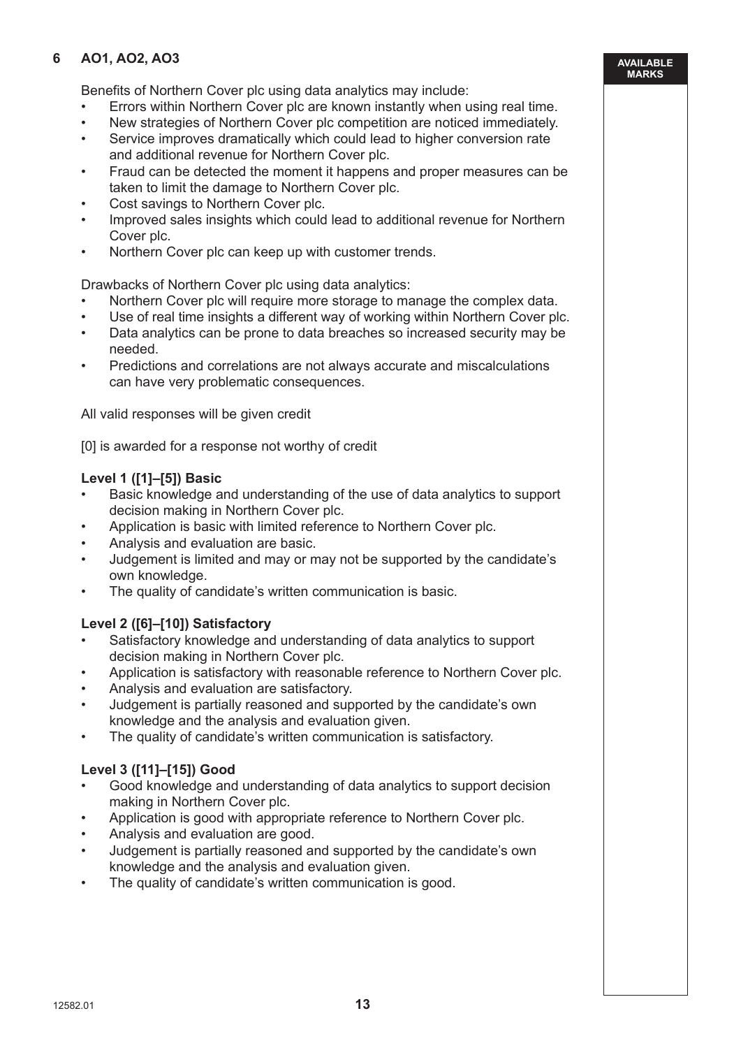**6 AO1, AO2, AO3**

**AVAILABLE MARKS**

Benefits of Northern Cover plc using data analytics may include:

- Errors within Northern Cover plc are known instantly when using real time.
- New strategies of Northern Cover plc competition are noticed immediately.
- Service improves dramatically which could lead to higher conversion rate and additional revenue for Northern Cover plc.
- Fraud can be detected the moment it happens and proper measures can be taken to limit the damage to Northern Cover plc.
- Cost savings to Northern Cover plc.
- Improved sales insights which could lead to additional revenue for Northern Cover plc.
- Northern Cover plc can keep up with customer trends.

Drawbacks of Northern Cover plc using data analytics:

- Northern Cover plc will require more storage to manage the complex data.
- Use of real time insights a different way of working within Northern Cover plc.
- Data analytics can be prone to data breaches so increased security may be needed.
- Predictions and correlations are not always accurate and miscalculations can have very problematic consequences.

All valid responses will be given credit

[0] is awarded for a response not worthy of credit

**Level 1 ([1]–[5]) Basic**

- Basic knowledge and understanding of the use of data analytics to support decision making in Northern Cover plc.
- Application is basic with limited reference to Northern Cover plc.
- Analysis and evaluation are basic.
- Judgement is limited and may or may not be supported by the candidate's own knowledge.
- The quality of candidate's written communication is basic.

**Level 2 ([6]–[10]) Satisfactory**

- Satisfactory knowledge and understanding of data analytics to support decision making in Northern Cover plc.
- Application is satisfactory with reasonable reference to Northern Cover plc.
- Analysis and evaluation are satisfactory.
- Judgement is partially reasoned and supported by the candidate's own knowledge and the analysis and evaluation given.
- The quality of candidate's written communication is satisfactory.

**Level 3 ([11]–[15]) Good**

- Good knowledge and understanding of data analytics to support decision making in Northern Cover plc.
- Application is good with appropriate reference to Northern Cover plc.
- Analysis and evaluation are good.
- Judgement is partially reasoned and supported by the candidate's own knowledge and the analysis and evaluation given.
- The quality of candidate's written communication is good.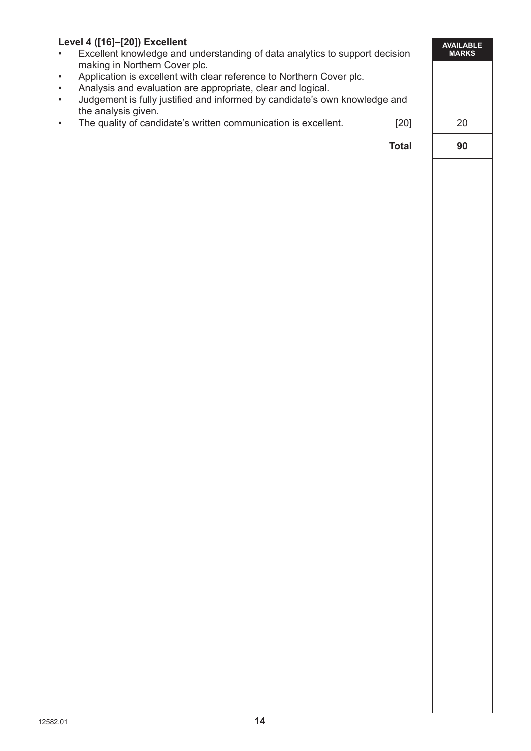**Level 4 ([16]–[20]) Excellent**

- Excellent knowledge and understanding of data analytics to support decision making in Northern Cover plc.
- Application is excellent with clear reference to Northern Cover plc.
- Analysis and evaluation are appropriate, clear and logical.
- Judgement is fully justified and informed by candidate's own knowledge and the analysis given.
- The quality of candidate's written communication is excellent. [20]

| | AVAILABLE MARKS |
|---|---|
| | 20 |
| **Total** | **90** |